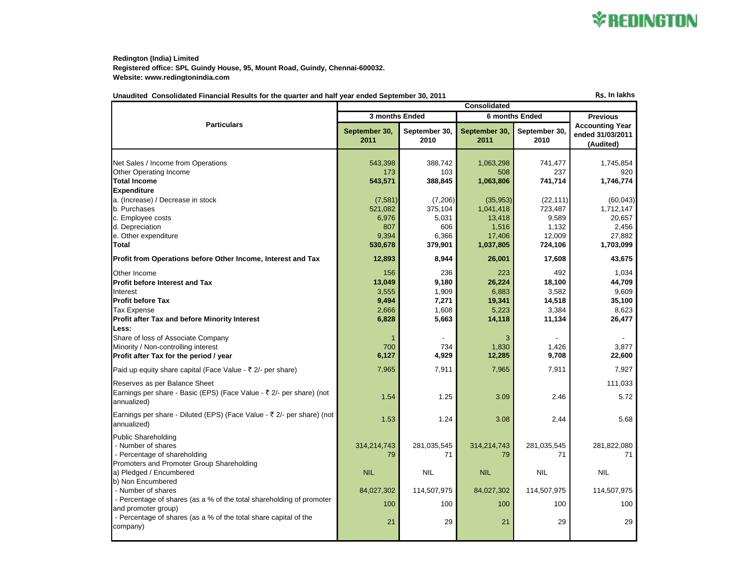REDINGTON

**Redington (India) Limited**
**Registered office: SPL Guindy House, 95, Mount Road, Guindy, Chennai-600032.**
**Website: www.redingtonindia.com**

**Unaudited Consolidated Financial Results for the quarter and half year ended September 30, 2011**

Rs. In lakhs

| Particulars | Consolidated | | | | |
|---|---|---|---|---|---|
| | 3 months Ended | | 6 months Ended | | Previous Accounting Year ended 31/03/2011 (Audited) |
| | September 30, 2011 | September 30, 2010 | September 30, 2011 | September 30, 2010 | |
| Net Sales / Income from Operations | 543,398 | 388,742 | 1,063,298 | 741,477 | 1,745,854 |
| Other Operating Income | 173 | 103 | 508 | 237 | 920 |
| **Total Income** | **543,571** | **388,845** | **1,063,806** | **741,714** | **1,746,774** |
| **Expenditure** | | | | | |
| a. (Increase) / Decrease in stock | (7,581) | (7,206) | (35,953) | (22,111) | (60,043) |
| b. Purchases | 521,082 | 375,104 | 1,041,418 | 723,487 | 1,712,147 |
| c. Employee costs | 6,976 | 5,031 | 13,418 | 9,589 | 20,657 |
| d. Depreciation | 807 | 606 | 1,516 | 1,132 | 2,456 |
| e. Other expenditure | 9,394 | 6,366 | 17,406 | 12,009 | 27,882 |
| **Total** | **530,678** | **379,901** | **1,037,805** | **724,106** | **1,703,099** |
| **Profit from Operations before Other Income, Interest and Tax** | **12,893** | **8,944** | **26,001** | **17,608** | **43,675** |
| Other Income | 156 | 236 | 223 | 492 | 1,034 |
| **Profit before Interest and Tax** | **13,049** | **9,180** | **26,224** | **18,100** | **44,709** |
| Interest | 3,555 | 1,909 | 6,883 | 3,582 | 9,609 |
| **Profit before Tax** | **9,494** | **7,271** | **19,341** | **14,518** | **35,100** |
| Tax Expense | 2,666 | 1,608 | 5,223 | 3,384 | 8,623 |
| **Profit after Tax and before Minority Interest** | **6,828** | **5,663** | **14,118** | **11,134** | **26,477** |
| **Less:** | | | | | |
| Share of loss of Associate Company | 1 | - | 3 | - | - |
| Minority / Non-controlling interest | 700 | 734 | 1,830 | 1,426 | 3,877 |
| **Profit after Tax for the period / year** | **6,127** | **4,929** | **12,285** | **9,708** | **22,600** |
| Paid up equity share capital (Face Value - ₹ 2/- per share) | 7,965 | 7,911 | 7,965 | 7,911 | 7,927 |
| Reserves as per Balance Sheet | | | | | 111,033 |
| Earnings per share - Basic (EPS) (Face Value - ₹ 2/- per share) (not annualized) | 1.54 | 1.25 | 3.09 | 2.46 | 5.72 |
| Earnings per share - Diluted (EPS) (Face Value - ₹ 2/- per share) (not annualized) | 1.53 | 1.24 | 3.08 | 2.44 | 5.68 |
| Public Shareholding | | | | | |
| - Number of shares | 314,214,743 | 281,035,545 | 314,214,743 | 281,035,545 | 281,822,080 |
| - Percentage of shareholding | 79 | 71 | 79 | 71 | 71 |
| Promoters and Promoter Group Shareholding | | | | | |
| a) Pledged / Encumbered | NIL | NIL | NIL | NIL | NIL |
| b) Non Encumbered | | | | | |
| - Number of shares | 84,027,302 | 114,507,975 | 84,027,302 | 114,507,975 | 114,507,975 |
| - Percentage of shares (as a % of the total shareholding of promoter and promoter group) | 100 | 100 | 100 | 100 | 100 |
| - Percentage of shares (as a % of the total share capital of the company) | 21 | 29 | 21 | 29 | 29 |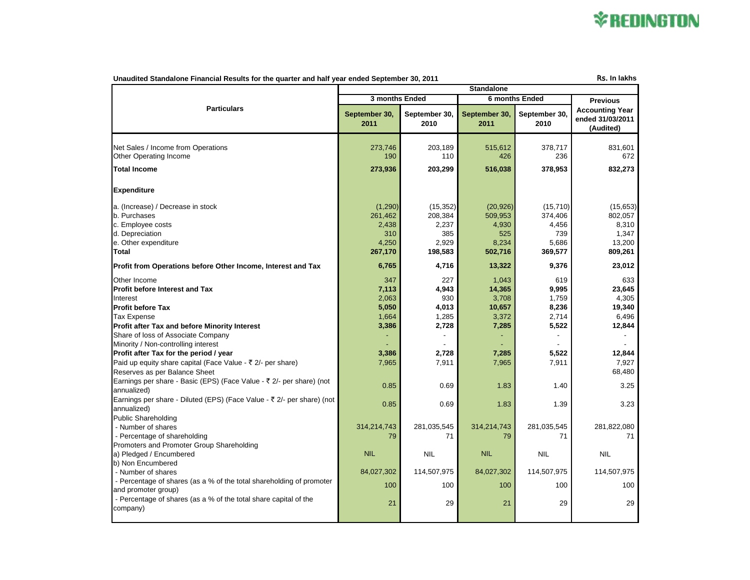REDINGTON

**Unaudited Standalone Financial Results for the quarter and half year ended September 30, 2011**

Rs. In lakhs

| Particulars | Standalone | | | | |
|---|---|---|---|---|---|
| | 3 months Ended | | 6 months Ended | | Previous Accounting Year ended 31/03/2011 (Audited) |
| | September 30, 2011 | September 30, 2010 | September 30, 2011 | September 30, 2010 | |
| Net Sales / Income from Operations | 273,746 | 203,189 | 515,612 | 378,717 | 831,601 |
| Other Operating Income | 190 | 110 | 426 | 236 | 672 |
| **Total Income** | **273,936** | **203,299** | **516,038** | **378,953** | **832,273** |
| **Expenditure** | | | | | |
| a. (Increase) / Decrease in stock | (1,290) | (15,352) | (20,926) | (15,710) | (15,653) |
| b. Purchases | 261,462 | 208,384 | 509,953 | 374,406 | 802,057 |
| c. Employee costs | 2,438 | 2,237 | 4,930 | 4,456 | 8,310 |
| d. Depreciation | 310 | 385 | 525 | 739 | 1,347 |
| e. Other expenditure | 4,250 | 2,929 | 8,234 | 5,686 | 13,200 |
| **Total** | **267,170** | **198,583** | **502,716** | **369,577** | **809,261** |
| **Profit from Operations before Other Income, Interest and Tax** | **6,765** | **4,716** | **13,322** | **9,376** | **23,012** |
| Other Income | 347 | 227 | 1,043 | 619 | 633 |
| **Profit before Interest and Tax** | **7,113** | **4,943** | **14,365** | **9,995** | **23,645** |
| Interest | 2,063 | 930 | 3,708 | 1,759 | 4,305 |
| **Profit before Tax** | **5,050** | **4,013** | **10,657** | **8,236** | **19,340** |
| Tax Expense | 1,664 | 1,285 | 3,372 | 2,714 | 6,496 |
| **Profit after Tax and before Minority Interest** | **3,386** | **2,728** | **7,285** | **5,522** | **12,844** |
| Share of loss of Associate Company | - | - | - | - | - |
| Minority / Non-controlling interest | - | - | - | - | - |
| **Profit after Tax for the period / year** | **3,386** | **2,728** | **7,285** | **5,522** | **12,844** |
| Paid up equity share capital (Face Value - ₹ 2/- per share) | 7,965 | 7,911 | 7,965 | 7,911 | 7,927 |
| Reserves as per Balance Sheet | | | | | 68,480 |
| Earnings per share - Basic (EPS) (Face Value - ₹ 2/- per share) (not annualized) | 0.85 | 0.69 | 1.83 | 1.40 | 3.25 |
| Earnings per share - Diluted (EPS) (Face Value - ₹ 2/- per share) (not annualized) | 0.85 | 0.69 | 1.83 | 1.39 | 3.23 |
| Public Shareholding | | | | | |
| - Number of shares | 314,214,743 | 281,035,545 | 314,214,743 | 281,035,545 | 281,822,080 |
| - Percentage of shareholding | 79 | 71 | 79 | 71 | 71 |
| Promoters and Promoter Group Shareholding | | | | | |
| a) Pledged / Encumbered | NIL | NIL | NIL | NIL | NIL |
| b) Non Encumbered | | | | | |
| - Number of shares | 84,027,302 | 114,507,975 | 84,027,302 | 114,507,975 | 114,507,975 |
| - Percentage of shares (as a % of the total shareholding of promoter and promoter group) | 100 | 100 | 100 | 100 | 100 |
| - Percentage of shares (as a % of the total share capital of the company) | 21 | 29 | 21 | 29 | 29 |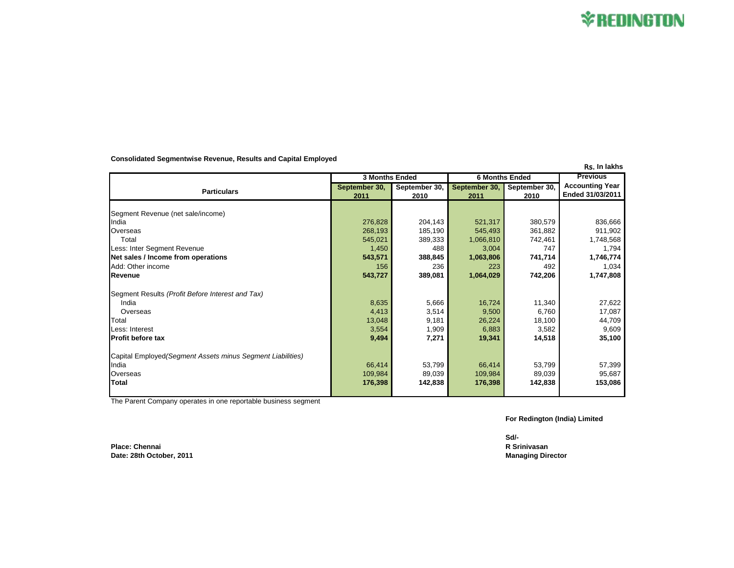**Consolidated Segmentwise Revenue, Results and Capital Employed**

Rs. In lakhs

| Particulars | 3 Months Ended | | 6 Months Ended | | Previous Accounting Year Ended 31/03/2011 |
|---|---|---|---|---|---|
| | September 30, 2011 | September 30, 2010 | September 30, 2011 | September 30, 2010 | |
| Segment Revenue (net sale/income) | | | | | |
| India | 276,828 | 204,143 | 521,317 | 380,579 | 836,666 |
| Overseas | 268,193 | 185,190 | 545,493 | 361,882 | 911,902 |
| Total | 545,021 | 389,333 | 1,066,810 | 742,461 | 1,748,568 |
| Less: Inter Segment Revenue | 1,450 | 488 | 3,004 | 747 | 1,794 |
| **Net sales / Income from operations** | **543,571** | **388,845** | **1,063,806** | **741,714** | **1,746,774** |
| Add: Other income | 156 | 236 | 223 | 492 | 1,034 |
| **Revenue** | **543,727** | **389,081** | **1,064,029** | **742,206** | **1,747,808** |
| Segment Results *(Profit Before Interest and Tax)* | | | | | |
| India | 8,635 | 5,666 | 16,724 | 11,340 | 27,622 |
| Overseas | 4,413 | 3,514 | 9,500 | 6,760 | 17,087 |
| Total | 13,048 | 9,181 | 26,224 | 18,100 | 44,709 |
| Less: Interest | 3,554 | 1,909 | 6,883 | 3,582 | 9,609 |
| **Profit before tax** | **9,494** | **7,271** | **19,341** | **14,518** | **35,100** |
| Capital Employed*(Segment Assets minus Segment Liabilities)* | | | | | |
| India | 66,414 | 53,799 | 66,414 | 53,799 | 57,399 |
| Overseas | 109,984 | 89,039 | 109,984 | 89,039 | 95,687 |
| **Total** | **176,398** | **142,838** | **176,398** | **142,838** | **153,086** |

The Parent Company operates in one reportable business segment

**For Redington (India) Limited**

**Sd/-**
**R Srinivasan**
**Managing Director**

**Place: Chennai**
**Date: 28th October, 2011**